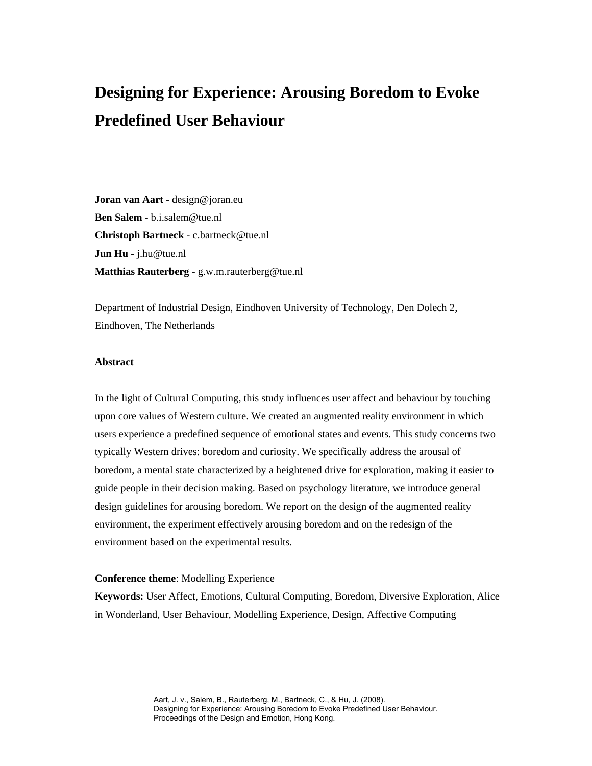# Designing for Experience: Arousing Boredom to Evoke Predefined User Behaviour

**Joran van Aart** - design@joran.eu
**Ben Salem** - b.i.salem@tue.nl
**Christoph Bartneck** - c.bartneck@tue.nl
**Jun Hu** - j.hu@tue.nl
**Matthias Rauterberg** - g.w.m.rauterberg@tue.nl

Department of Industrial Design, Eindhoven University of Technology, Den Dolech 2, Eindhoven, The Netherlands

**Abstract**

In the light of Cultural Computing, this study influences user affect and behaviour by touching upon core values of Western culture. We created an augmented reality environment in which users experience a predefined sequence of emotional states and events. This study concerns two typically Western drives: boredom and curiosity. We specifically address the arousal of boredom, a mental state characterized by a heightened drive for exploration, making it easier to guide people in their decision making. Based on psychology literature, we introduce general design guidelines for arousing boredom. We report on the design of the augmented reality environment, the experiment effectively arousing boredom and on the redesign of the environment based on the experimental results.

**Conference theme**: Modelling Experience
**Keywords:** User Affect, Emotions, Cultural Computing, Boredom, Diversive Exploration, Alice in Wonderland, User Behaviour, Modelling Experience, Design, Affective Computing

Aart, J. v., Salem, B., Rauterberg, M., Bartneck, C., & Hu, J. (2008).
Designing for Experience: Arousing Boredom to Evoke Predefined User Behaviour.
Proceedings of the Design and Emotion, Hong Kong.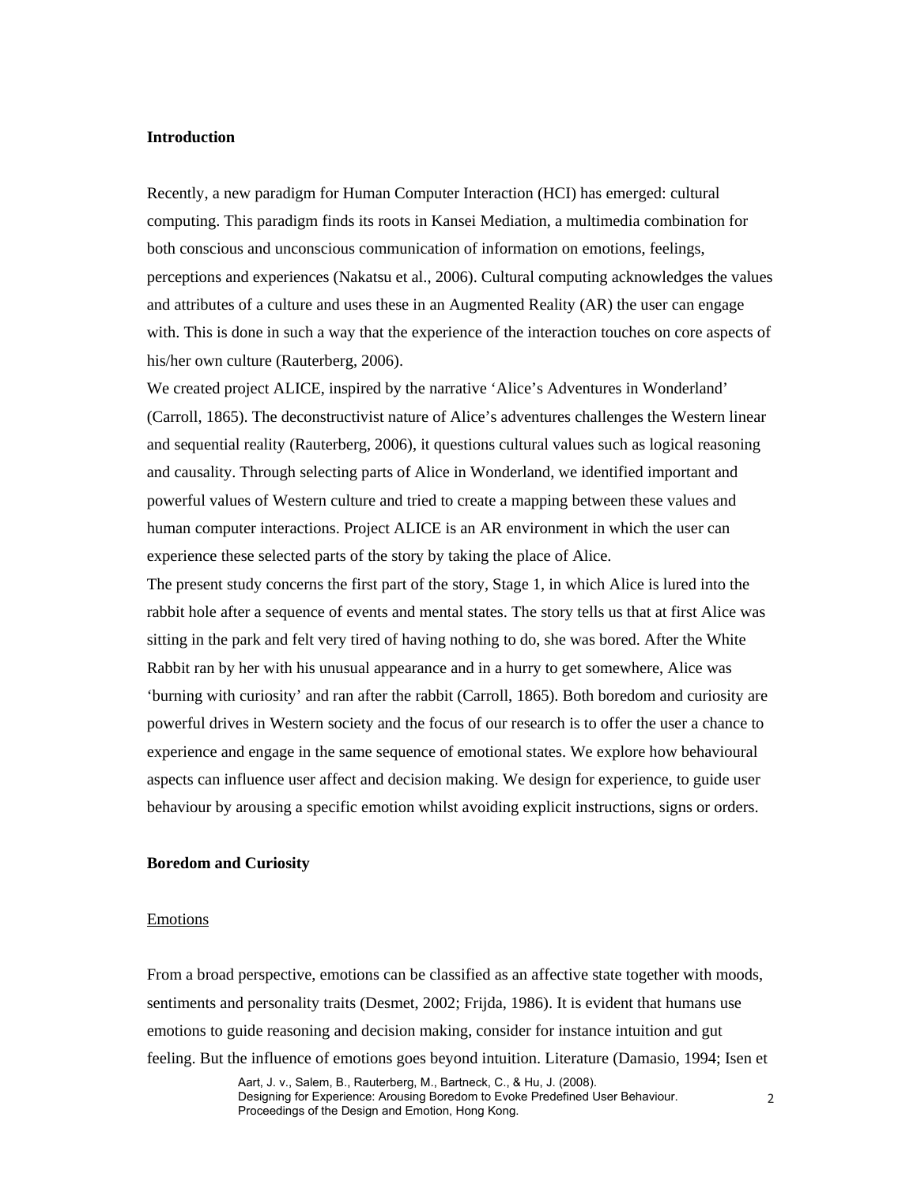## Introduction

Recently, a new paradigm for Human Computer Interaction (HCI) has emerged: cultural computing. This paradigm finds its roots in Kansei Mediation, a multimedia combination for both conscious and unconscious communication of information on emotions, feelings, perceptions and experiences (Nakatsu et al., 2006). Cultural computing acknowledges the values and attributes of a culture and uses these in an Augmented Reality (AR) the user can engage with. This is done in such a way that the experience of the interaction touches on core aspects of his/her own culture (Rauterberg, 2006).

We created project ALICE, inspired by the narrative 'Alice's Adventures in Wonderland' (Carroll, 1865). The deconstructivist nature of Alice's adventures challenges the Western linear and sequential reality (Rauterberg, 2006), it questions cultural values such as logical reasoning and causality. Through selecting parts of Alice in Wonderland, we identified important and powerful values of Western culture and tried to create a mapping between these values and human computer interactions. Project ALICE is an AR environment in which the user can experience these selected parts of the story by taking the place of Alice.

The present study concerns the first part of the story, Stage 1, in which Alice is lured into the rabbit hole after a sequence of events and mental states. The story tells us that at first Alice was sitting in the park and felt very tired of having nothing to do, she was bored. After the White Rabbit ran by her with his unusual appearance and in a hurry to get somewhere, Alice was 'burning with curiosity' and ran after the rabbit (Carroll, 1865). Both boredom and curiosity are powerful drives in Western society and the focus of our research is to offer the user a chance to experience and engage in the same sequence of emotional states. We explore how behavioural aspects can influence user affect and decision making. We design for experience, to guide user behaviour by arousing a specific emotion whilst avoiding explicit instructions, signs or orders.

## Boredom and Curiosity

### Emotions

From a broad perspective, emotions can be classified as an affective state together with moods, sentiments and personality traits (Desmet, 2002; Frijda, 1986). It is evident that humans use emotions to guide reasoning and decision making, consider for instance intuition and gut feeling. But the influence of emotions goes beyond intuition. Literature (Damasio, 1994; Isen et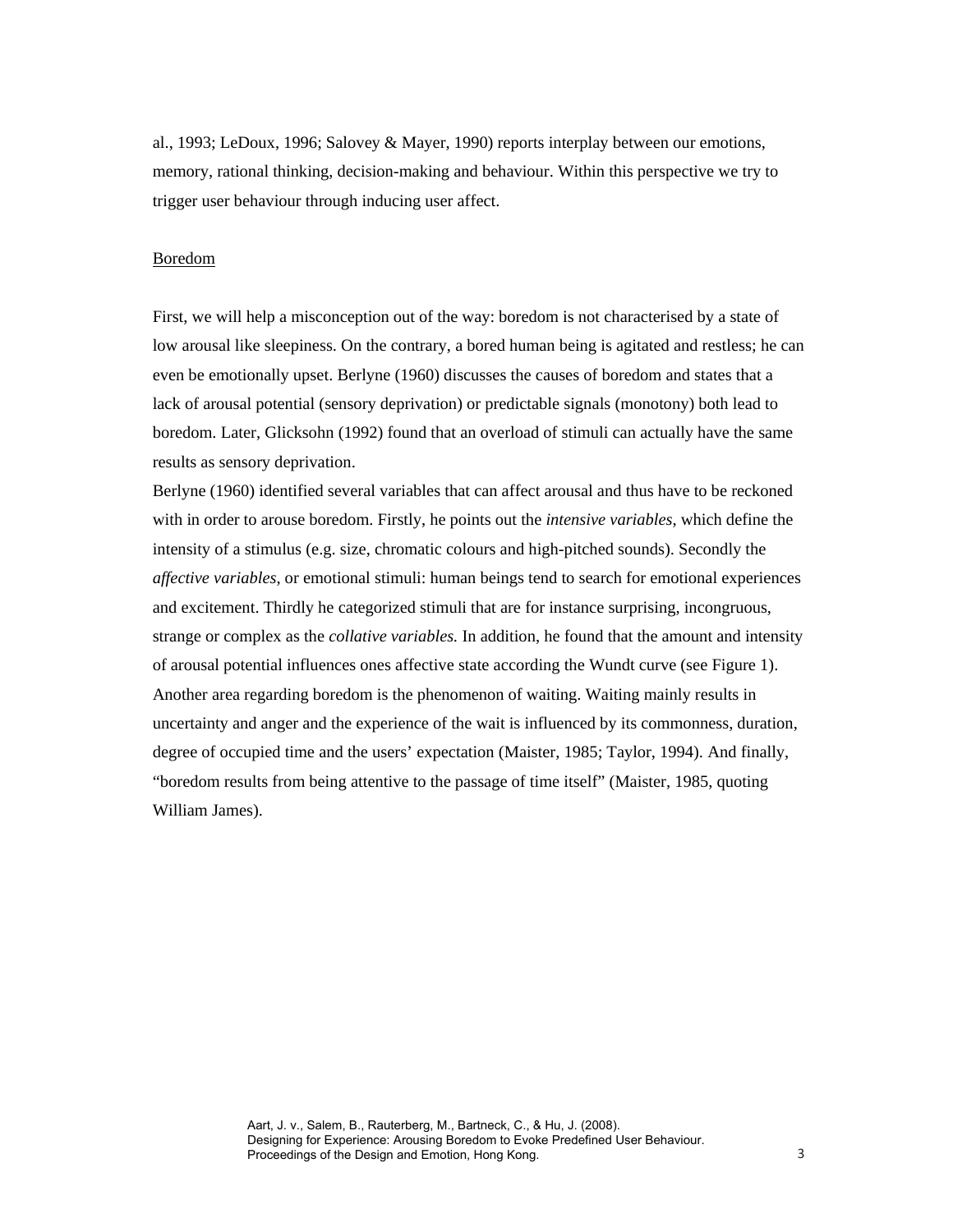al., 1993; LeDoux, 1996; Salovey & Mayer, 1990) reports interplay between our emotions, memory, rational thinking, decision-making and behaviour. Within this perspective we try to trigger user behaviour through inducing user affect.

## Boredom

First, we will help a misconception out of the way: boredom is not characterised by a state of low arousal like sleepiness. On the contrary, a bored human being is agitated and restless; he can even be emotionally upset. Berlyne (1960) discusses the causes of boredom and states that a lack of arousal potential (sensory deprivation) or predictable signals (monotony) both lead to boredom. Later, Glicksohn (1992) found that an overload of stimuli can actually have the same results as sensory deprivation.

Berlyne (1960) identified several variables that can affect arousal and thus have to be reckoned with in order to arouse boredom. Firstly, he points out the *intensive variables*, which define the intensity of a stimulus (e.g. size, chromatic colours and high-pitched sounds). Secondly the *affective variables*, or emotional stimuli: human beings tend to search for emotional experiences and excitement. Thirdly he categorized stimuli that are for instance surprising, incongruous, strange or complex as the *collative variables.* In addition, he found that the amount and intensity of arousal potential influences ones affective state according the Wundt curve (see Figure 1).

Another area regarding boredom is the phenomenon of waiting. Waiting mainly results in uncertainty and anger and the experience of the wait is influenced by its commonness, duration, degree of occupied time and the users' expectation (Maister, 1985; Taylor, 1994). And finally, "boredom results from being attentive to the passage of time itself" (Maister, 1985, quoting William James).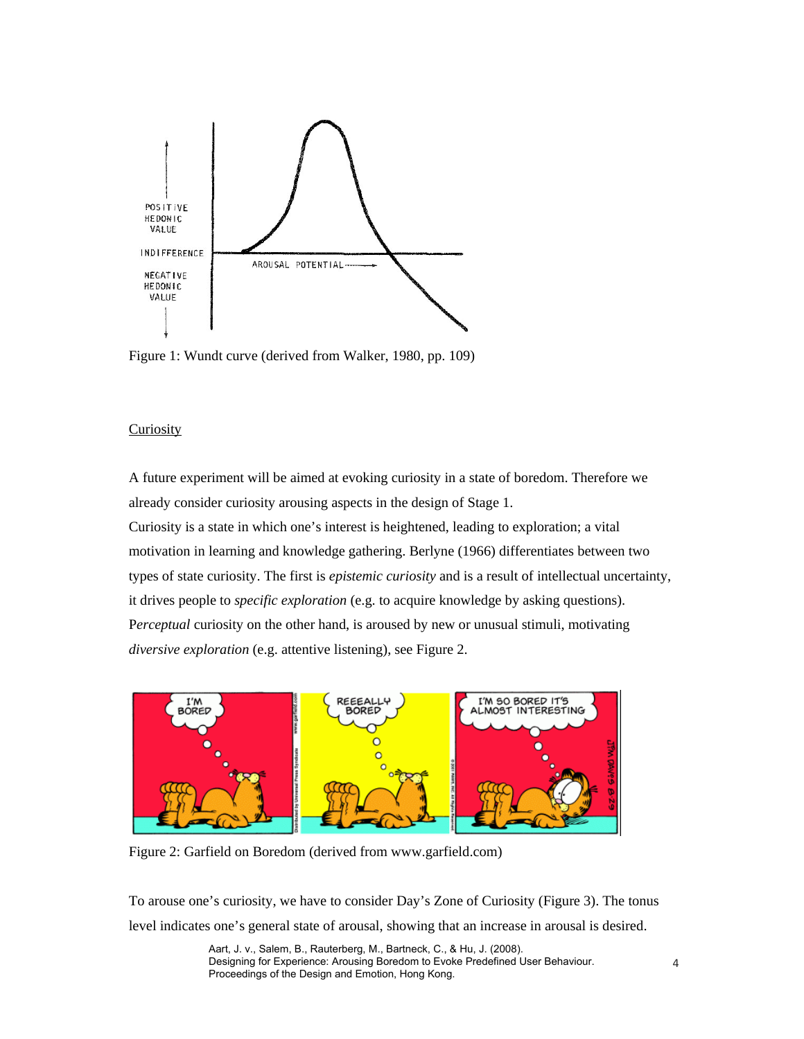Figure 1: Wundt curve (derived from Walker, 1980, pp. 109)

Curiosity

A future experiment will be aimed at evoking curiosity in a state of boredom. Therefore we already consider curiosity arousing aspects in the design of Stage 1.

Curiosity is a state in which one's interest is heightened, leading to exploration; a vital motivation in learning and knowledge gathering. Berlyne (1966) differentiates between two types of state curiosity. The first is *epistemic curiosity* and is a result of intellectual uncertainty, it drives people to *specific exploration* (e.g. to acquire knowledge by asking questions). P*erceptual* curiosity on the other hand, is aroused by new or unusual stimuli, motivating *diversive exploration* (e.g. attentive listening), see Figure 2.

Figure 2: Garfield on Boredom (derived from www.garfield.com)

To arouse one's curiosity, we have to consider Day's Zone of Curiosity (Figure 3). The tonus level indicates one's general state of arousal, showing that an increase in arousal is desired.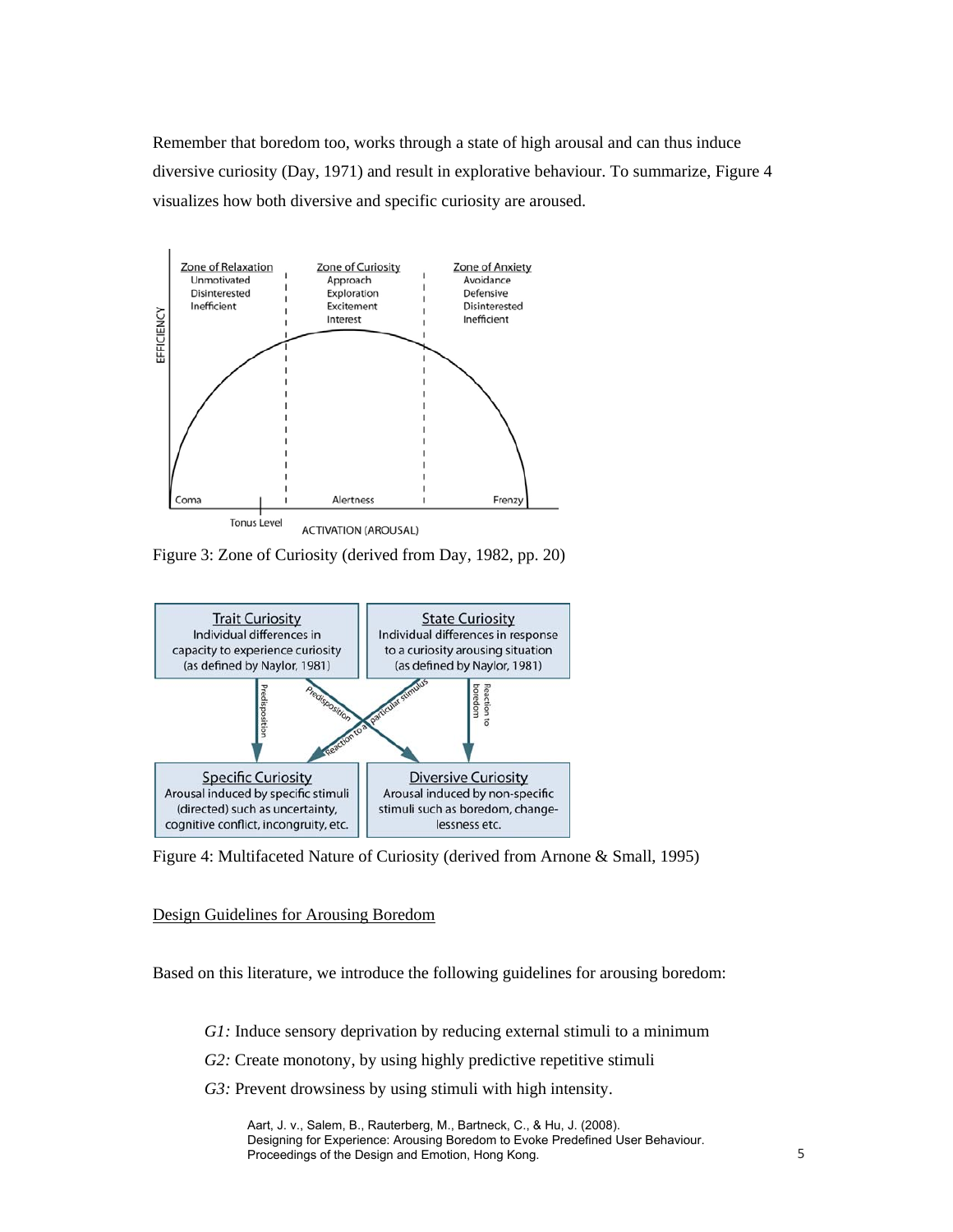Remember that boredom too, works through a state of high arousal and can thus induce diversive curiosity (Day, 1971) and result in explorative behaviour. To summarize, Figure 4 visualizes how both diversive and specific curiosity are aroused.

Figure 3: Zone of Curiosity (derived from Day, 1982, pp. 20)

Figure 4: Multifaceted Nature of Curiosity (derived from Arnone & Small, 1995)

Design Guidelines for Arousing Boredom

Based on this literature, we introduce the following guidelines for arousing boredom:

- *G1:* Induce sensory deprivation by reducing external stimuli to a minimum
- *G2:* Create monotony, by using highly predictive repetitive stimuli
- *G3:* Prevent drowsiness by using stimuli with high intensity.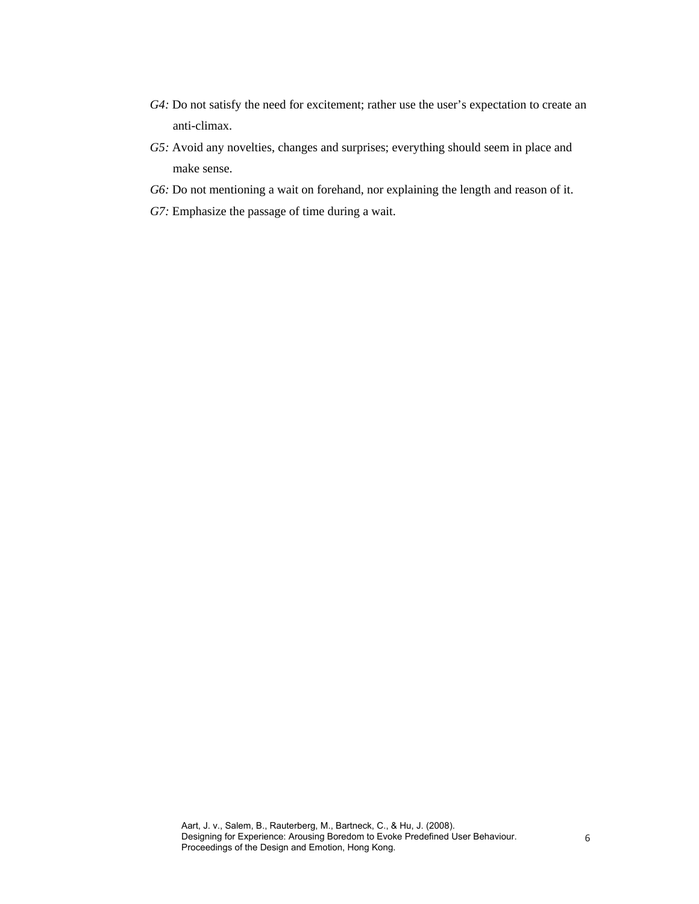*G4:* Do not satisfy the need for excitement; rather use the user's expectation to create an anti-climax.

*G5:* Avoid any novelties, changes and surprises; everything should seem in place and make sense.

*G6:* Do not mentioning a wait on forehand, nor explaining the length and reason of it.

*G7:* Emphasize the passage of time during a wait.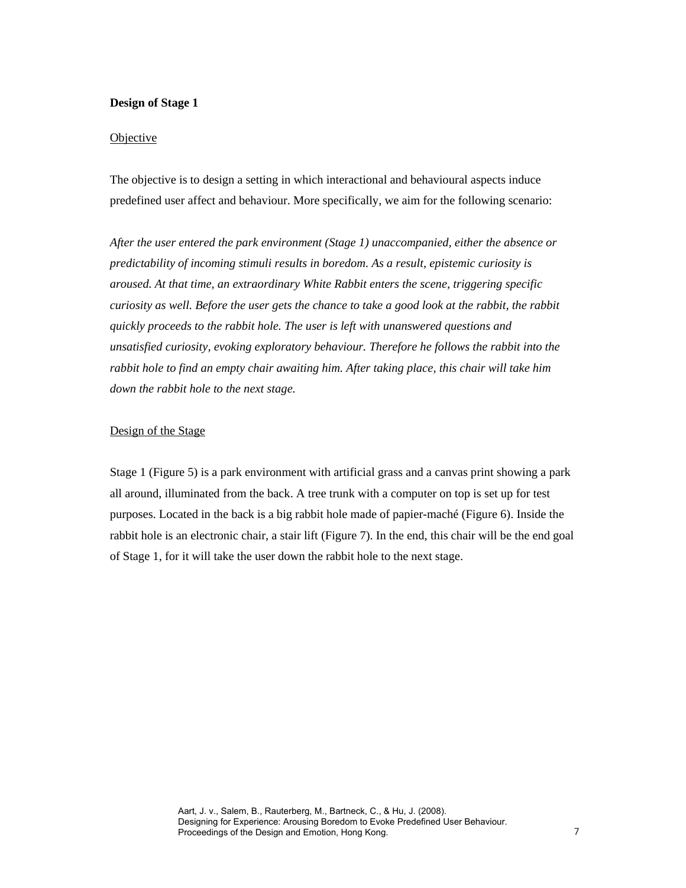**Design of Stage 1**

Objective

The objective is to design a setting in which interactional and behavioural aspects induce predefined user affect and behaviour. More specifically, we aim for the following scenario:

*After the user entered the park environment (Stage 1) unaccompanied, either the absence or predictability of incoming stimuli results in boredom. As a result, epistemic curiosity is aroused. At that time, an extraordinary White Rabbit enters the scene, triggering specific curiosity as well. Before the user gets the chance to take a good look at the rabbit, the rabbit quickly proceeds to the rabbit hole. The user is left with unanswered questions and unsatisfied curiosity, evoking exploratory behaviour. Therefore he follows the rabbit into the rabbit hole to find an empty chair awaiting him. After taking place, this chair will take him down the rabbit hole to the next stage.*

Design of the Stage

Stage 1 (Figure 5) is a park environment with artificial grass and a canvas print showing a park all around, illuminated from the back. A tree trunk with a computer on top is set up for test purposes. Located in the back is a big rabbit hole made of papier-maché (Figure 6). Inside the rabbit hole is an electronic chair, a stair lift (Figure 7). In the end, this chair will be the end goal of Stage 1, for it will take the user down the rabbit hole to the next stage.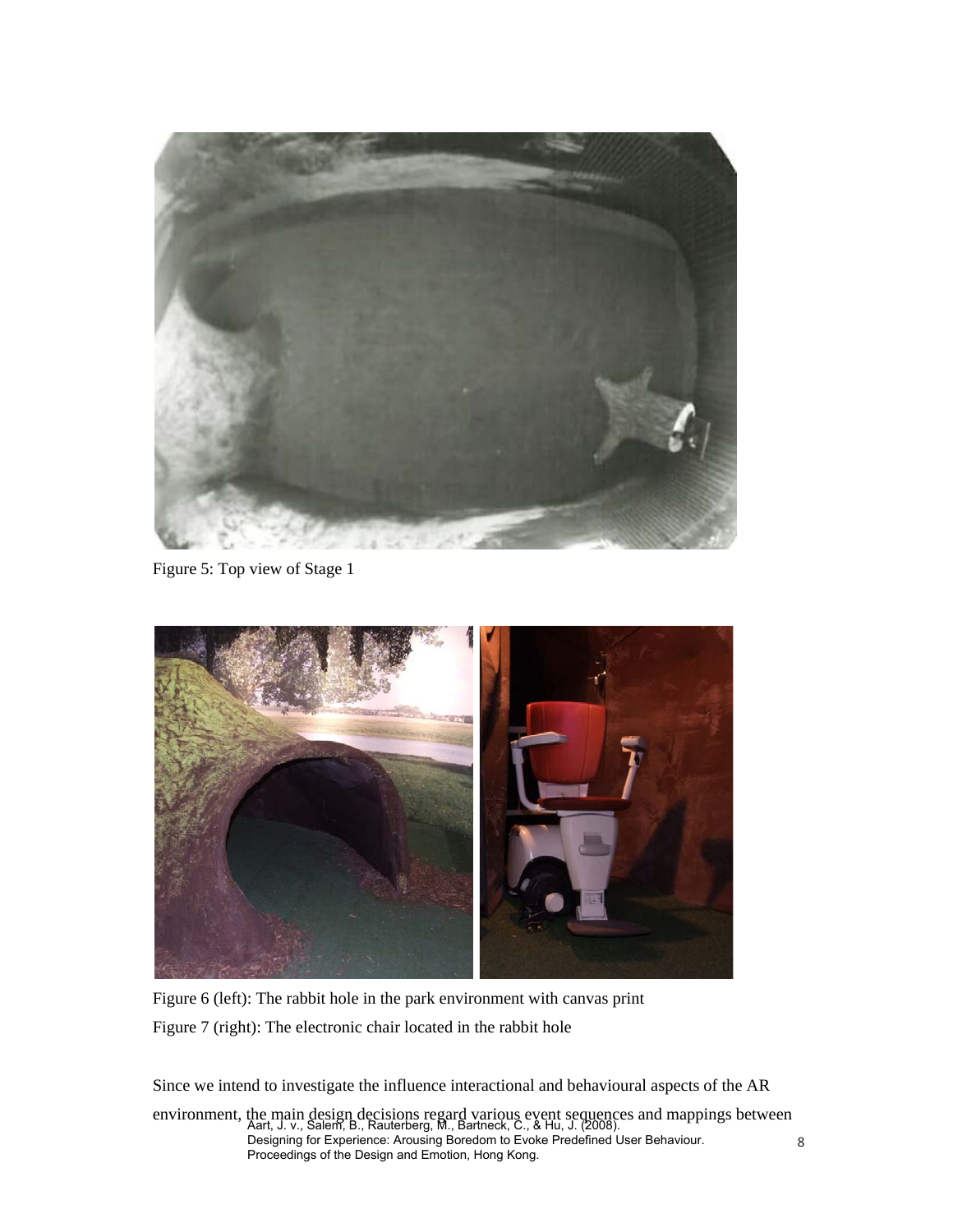Figure 5: Top view of Stage 1

Figure 6 (left): The rabbit hole in the park environment with canvas print

Figure 7 (right): The electronic chair located in the rabbit hole

Since we intend to investigate the influence interactional and behavioural aspects of the AR environment, the main design decisions regard various event sequences and mappings between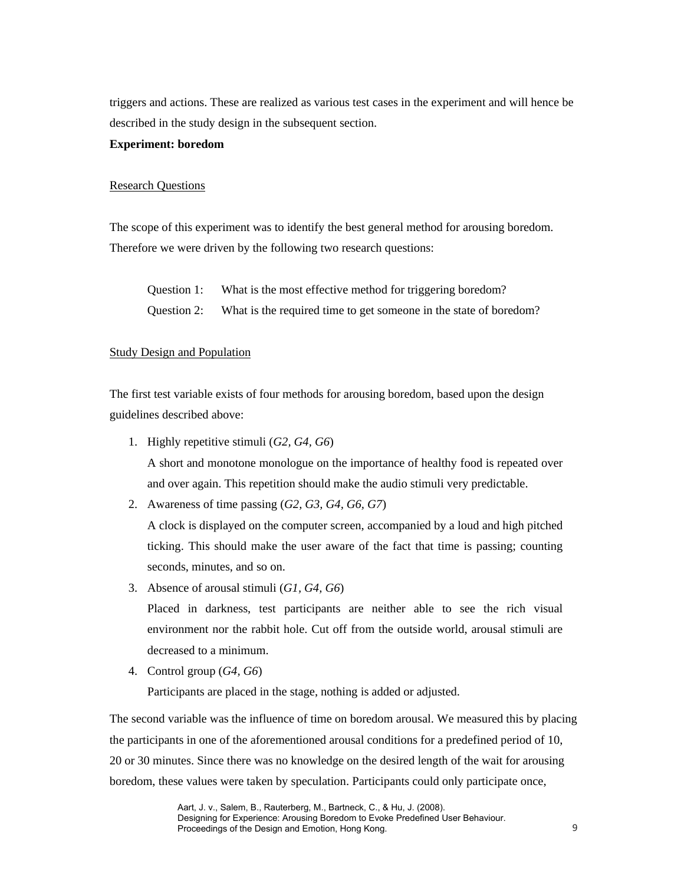triggers and actions. These are realized as various test cases in the experiment and will hence be described in the study design in the subsequent section.

**Experiment: boredom**

Research Questions

The scope of this experiment was to identify the best general method for arousing boredom. Therefore we were driven by the following two research questions:

Question 1: What is the most effective method for triggering boredom?

Question 2: What is the required time to get someone in the state of boredom?

Study Design and Population

The first test variable exists of four methods for arousing boredom, based upon the design guidelines described above:

1. Highly repetitive stimuli (*G2, G4, G6*)
   A short and monotone monologue on the importance of healthy food is repeated over and over again. This repetition should make the audio stimuli very predictable.
2. Awareness of time passing (*G2, G3, G4, G6, G7*)
   A clock is displayed on the computer screen, accompanied by a loud and high pitched ticking. This should make the user aware of the fact that time is passing; counting seconds, minutes, and so on.
3. Absence of arousal stimuli (*G1, G4, G6*)
   Placed in darkness, test participants are neither able to see the rich visual environment nor the rabbit hole. Cut off from the outside world, arousal stimuli are decreased to a minimum.
4. Control group (*G4, G6*)
   Participants are placed in the stage, nothing is added or adjusted.

The second variable was the influence of time on boredom arousal. We measured this by placing the participants in one of the aforementioned arousal conditions for a predefined period of 10, 20 or 30 minutes. Since there was no knowledge on the desired length of the wait for arousing boredom, these values were taken by speculation. Participants could only participate once,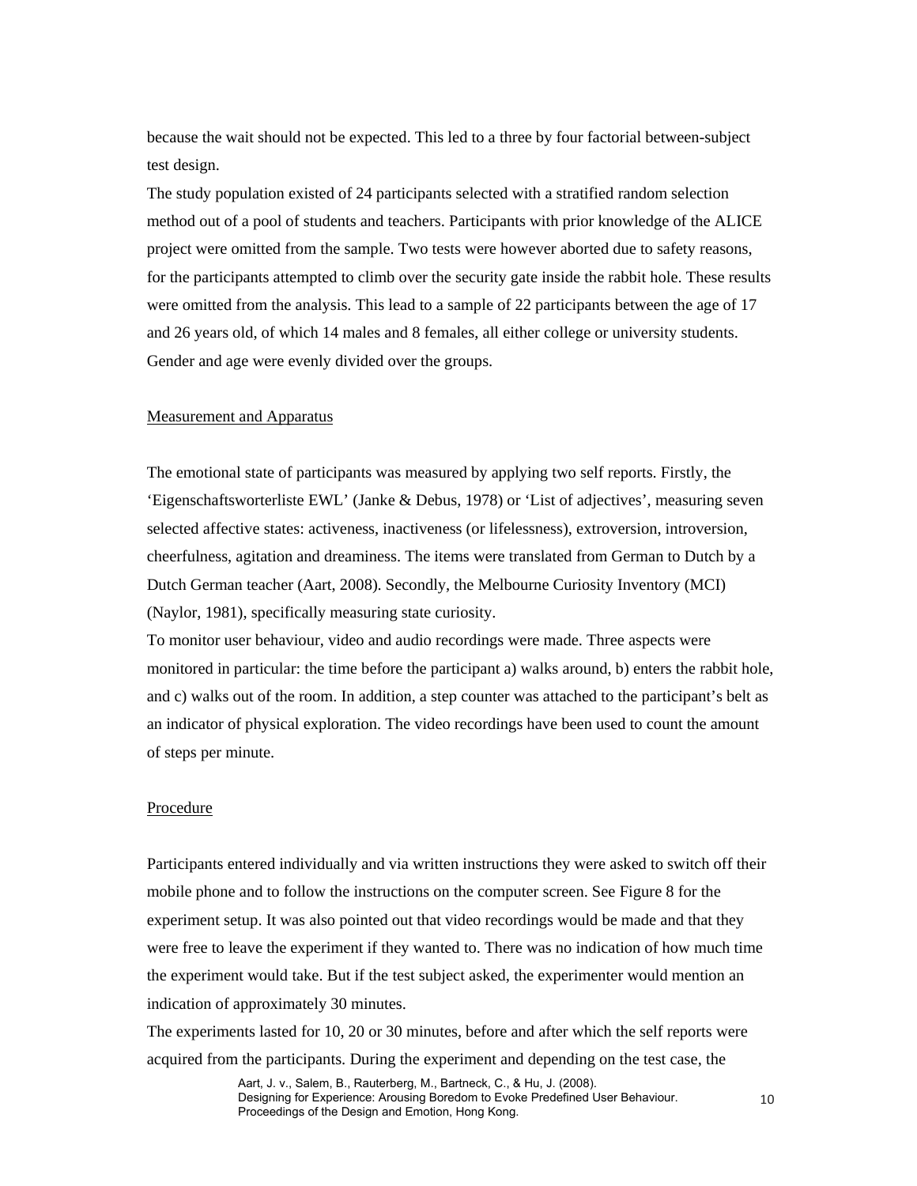because the wait should not be expected. This led to a three by four factorial between-subject test design.

The study population existed of 24 participants selected with a stratified random selection method out of a pool of students and teachers. Participants with prior knowledge of the ALICE project were omitted from the sample. Two tests were however aborted due to safety reasons, for the participants attempted to climb over the security gate inside the rabbit hole. These results were omitted from the analysis. This lead to a sample of 22 participants between the age of 17 and 26 years old, of which 14 males and 8 females, all either college or university students. Gender and age were evenly divided over the groups.

## Measurement and Apparatus

The emotional state of participants was measured by applying two self reports. Firstly, the 'Eigenschaftsworterliste EWL' (Janke & Debus, 1978) or 'List of adjectives', measuring seven selected affective states: activeness, inactiveness (or lifelessness), extroversion, introversion, cheerfulness, agitation and dreaminess. The items were translated from German to Dutch by a Dutch German teacher (Aart, 2008). Secondly, the Melbourne Curiosity Inventory (MCI) (Naylor, 1981), specifically measuring state curiosity.

To monitor user behaviour, video and audio recordings were made. Three aspects were monitored in particular: the time before the participant a) walks around, b) enters the rabbit hole, and c) walks out of the room. In addition, a step counter was attached to the participant's belt as an indicator of physical exploration. The video recordings have been used to count the amount of steps per minute.

## Procedure

Participants entered individually and via written instructions they were asked to switch off their mobile phone and to follow the instructions on the computer screen. See Figure 8 for the experiment setup. It was also pointed out that video recordings would be made and that they were free to leave the experiment if they wanted to. There was no indication of how much time the experiment would take. But if the test subject asked, the experimenter would mention an indication of approximately 30 minutes.

The experiments lasted for 10, 20 or 30 minutes, before and after which the self reports were acquired from the participants. During the experiment and depending on the test case, the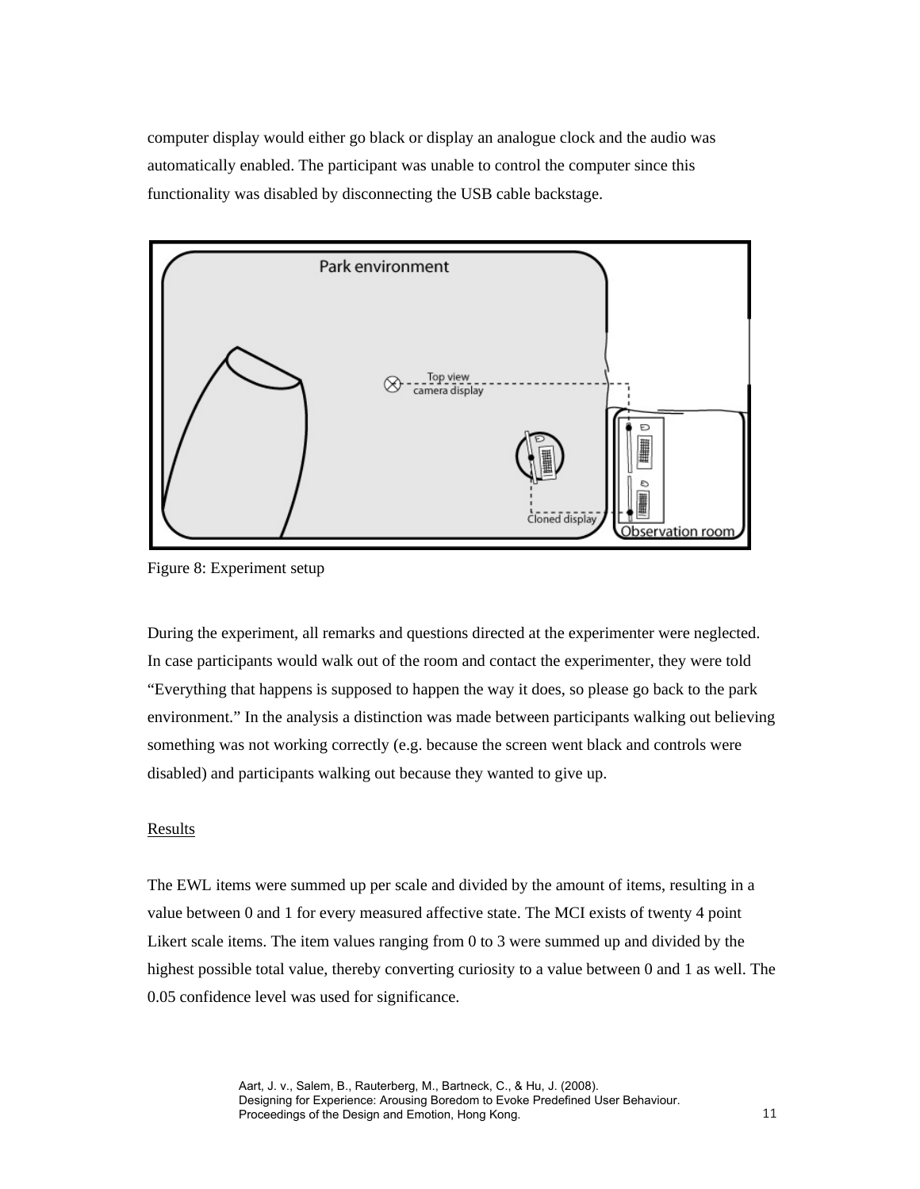computer display would either go black or display an analogue clock and the audio was automatically enabled. The participant was unable to control the computer since this functionality was disabled by disconnecting the USB cable backstage.

Figure 8: Experiment setup

During the experiment, all remarks and questions directed at the experimenter were neglected. In case participants would walk out of the room and contact the experimenter, they were told "Everything that happens is supposed to happen the way it does, so please go back to the park environment." In the analysis a distinction was made between participants walking out believing something was not working correctly (e.g. because the screen went black and controls were disabled) and participants walking out because they wanted to give up.

<u>Results</u>

The EWL items were summed up per scale and divided by the amount of items, resulting in a value between 0 and 1 for every measured affective state. The MCI exists of twenty 4 point Likert scale items. The item values ranging from 0 to 3 were summed up and divided by the highest possible total value, thereby converting curiosity to a value between 0 and 1 as well. The 0.05 confidence level was used for significance.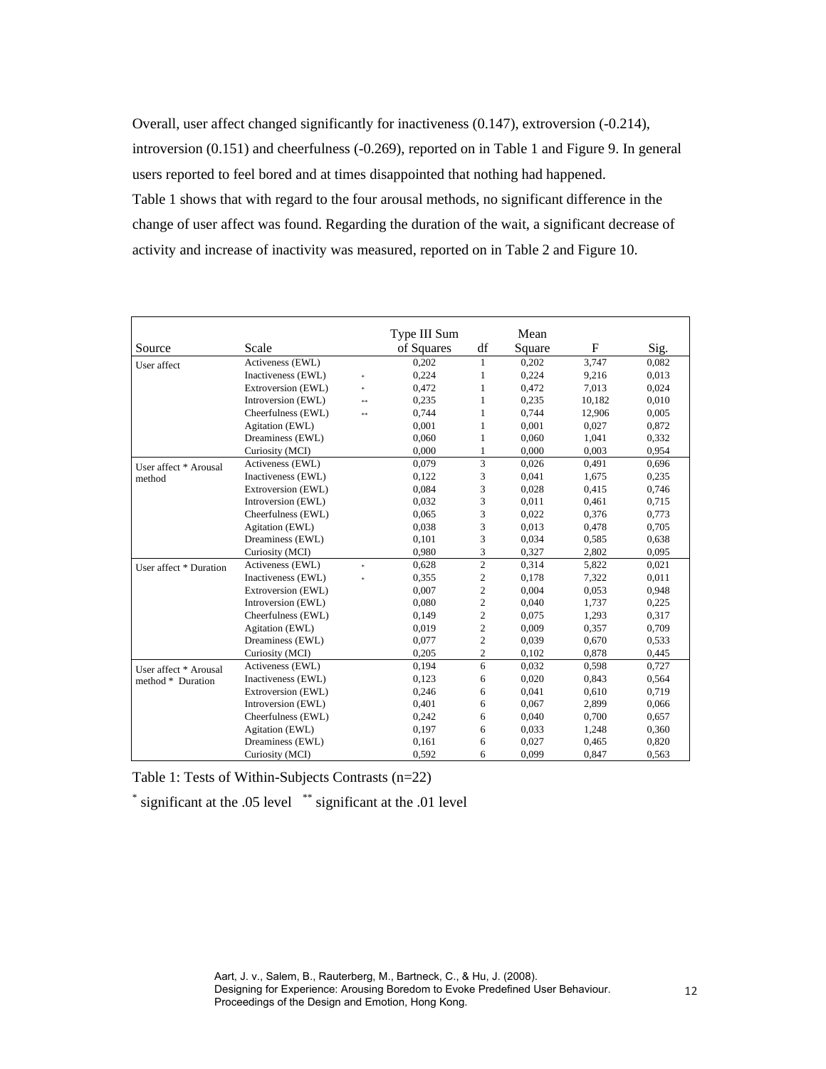Overall, user affect changed significantly for inactiveness (0.147), extroversion (-0.214), introversion (0.151) and cheerfulness (-0.269), reported on in Table 1 and Figure 9. In general users reported to feel bored and at times disappointed that nothing had happened.

Table 1 shows that with regard to the four arousal methods, no significant difference in the change of user affect was found. Regarding the duration of the wait, a significant decrease of activity and increase of inactivity was measured, reported on in Table 2 and Figure 10.

| Source | Scale | | Type III Sum of Squares | df | Mean Square | F | Sig. |
|---|---|---|---|---|---|---|---|
| User affect | Activeness (EWL) | | 0,202 | 1 | 0,202 | 3,747 | 0,082 |
| | Inactiveness (EWL) | * | 0,224 | 1 | 0,224 | 9,216 | 0,013 |
| | Extroversion (EWL) | * | 0,472 | 1 | 0,472 | 7,013 | 0,024 |
| | Introversion (EWL) | ** | 0,235 | 1 | 0,235 | 10,182 | 0,010 |
| | Cheerfulness (EWL) | ** | 0,744 | 1 | 0,744 | 12,906 | 0,005 |
| | Agitation (EWL) | | 0,001 | 1 | 0,001 | 0,027 | 0,872 |
| | Dreaminess (EWL) | | 0,060 | 1 | 0,060 | 1,041 | 0,332 |
| | Curiosity (MCI) | | 0,000 | 1 | 0,000 | 0,003 | 0,954 |
| User affect * Arousal method | Activeness (EWL) | | 0,079 | 3 | 0,026 | 0,491 | 0,696 |
| | Inactiveness (EWL) | | 0,122 | 3 | 0,041 | 1,675 | 0,235 |
| | Extroversion (EWL) | | 0,084 | 3 | 0,028 | 0,415 | 0,746 |
| | Introversion (EWL) | | 0,032 | 3 | 0,011 | 0,461 | 0,715 |
| | Cheerfulness (EWL) | | 0,065 | 3 | 0,022 | 0,376 | 0,773 |
| | Agitation (EWL) | | 0,038 | 3 | 0,013 | 0,478 | 0,705 |
| | Dreaminess (EWL) | | 0,101 | 3 | 0,034 | 0,585 | 0,638 |
| | Curiosity (MCI) | | 0,980 | 3 | 0,327 | 2,802 | 0,095 |
| User affect * Duration | Activeness (EWL) | * | 0,628 | 2 | 0,314 | 5,822 | 0,021 |
| | Inactiveness (EWL) | * | 0,355 | 2 | 0,178 | 7,322 | 0,011 |
| | Extroversion (EWL) | | 0,007 | 2 | 0,004 | 0,053 | 0,948 |
| | Introversion (EWL) | | 0,080 | 2 | 0,040 | 1,737 | 0,225 |
| | Cheerfulness (EWL) | | 0,149 | 2 | 0,075 | 1,293 | 0,317 |
| | Agitation (EWL) | | 0,019 | 2 | 0,009 | 0,357 | 0,709 |
| | Dreaminess (EWL) | | 0,077 | 2 | 0,039 | 0,670 | 0,533 |
| | Curiosity (MCI) | | 0,205 | 2 | 0,102 | 0,878 | 0,445 |
| User affect * Arousal method * Duration | Activeness (EWL) | | 0,194 | 6 | 0,032 | 0,598 | 0,727 |
| | Inactiveness (EWL) | | 0,123 | 6 | 0,020 | 0,843 | 0,564 |
| | Extroversion (EWL) | | 0,246 | 6 | 0,041 | 0,610 | 0,719 |
| | Introversion (EWL) | | 0,401 | 6 | 0,067 | 2,899 | 0,066 |
| | Cheerfulness (EWL) | | 0,242 | 6 | 0,040 | 0,700 | 0,657 |
| | Agitation (EWL) | | 0,197 | 6 | 0,033 | 1,248 | 0,360 |
| | Dreaminess (EWL) | | 0,161 | 6 | 0,027 | 0,465 | 0,820 |
| | Curiosity (MCI) | | 0,592 | 6 | 0,099 | 0,847 | 0,563 |

Table 1: Tests of Within-Subjects Contrasts (n=22)

\* significant at the .05 level  \*\* significant at the .01 level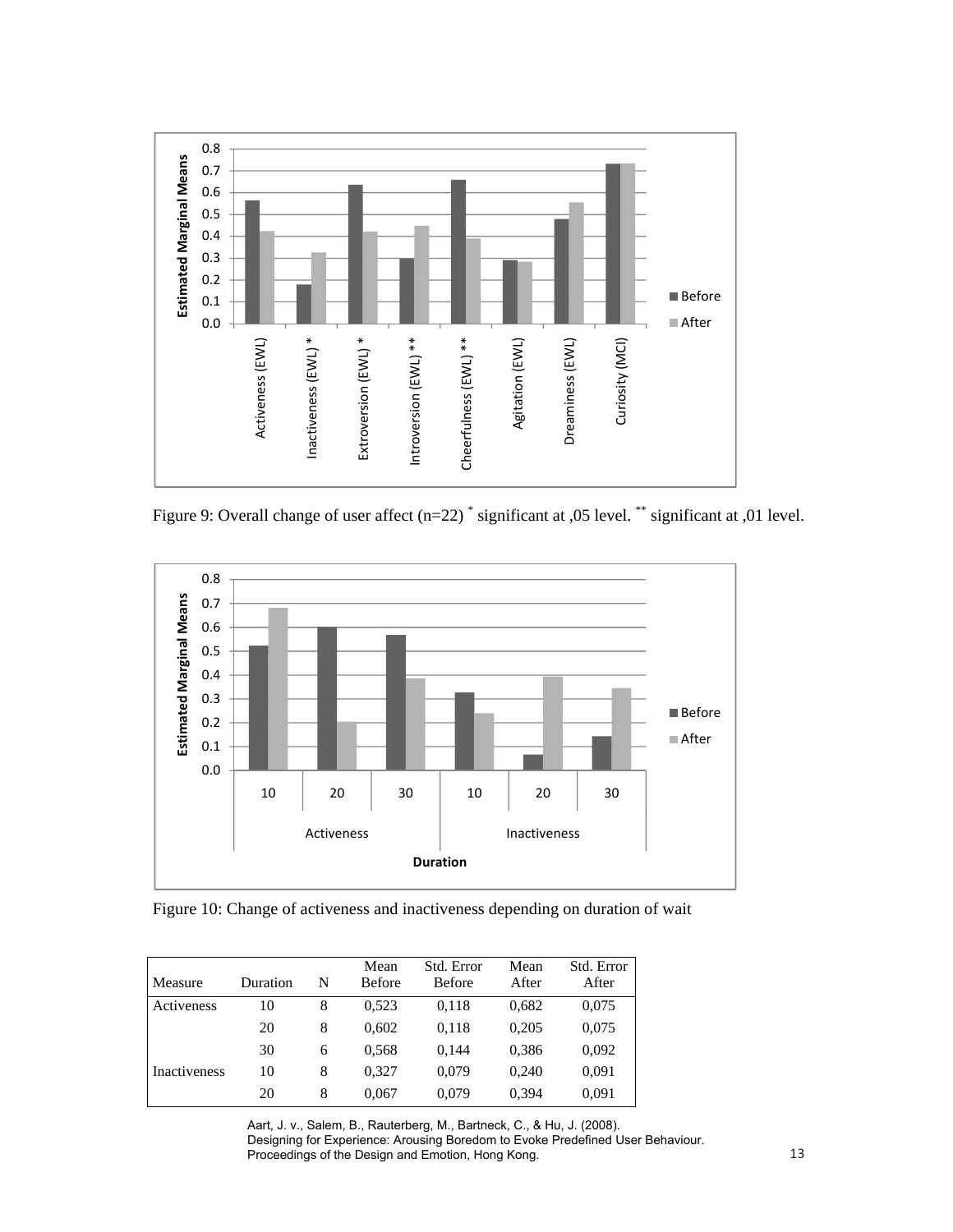Figure 9: Overall change of user affect (n=22) * significant at ,05 level. ** significant at ,01 level.

Figure 10: Change of activeness and inactiveness depending on duration of wait

| Measure | Duration | N | Mean Before | Std. Error Before | Mean After | Std. Error After |
|---|---|---|---|---|---|---|
| Activeness | 10 | 8 | 0,523 | 0,118 | 0,682 | 0,075 |
| | 20 | 8 | 0,602 | 0,118 | 0,205 | 0,075 |
| | 30 | 6 | 0,568 | 0,144 | 0,386 | 0,092 |
| Inactiveness | 10 | 8 | 0,327 | 0,079 | 0,240 | 0,091 |
| | 20 | 8 | 0,067 | 0,079 | 0,394 | 0,091 |

Aart, J. v., Salem, B., Rauterberg, M., Bartneck, C., & Hu, J. (2008). Designing for Experience: Arousing Boredom to Evoke Predefined User Behaviour. Proceedings of the Design and Emotion, Hong Kong.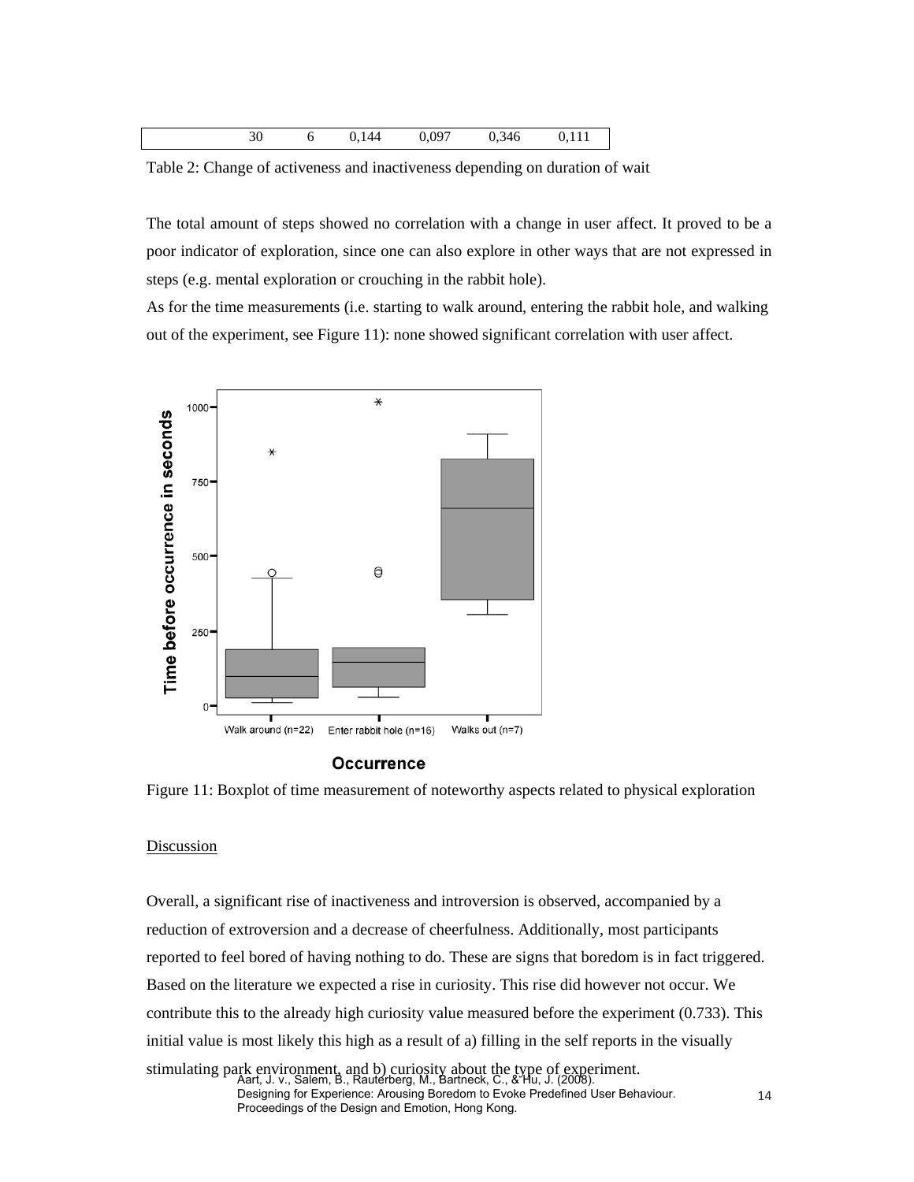| | 30 | 6 | 0,144 | 0,097 | 0,346 | 0,111 |
|---|---|---|---|---|---|---|

Table 2: Change of activeness and inactiveness depending on duration of wait

The total amount of steps showed no correlation with a change in user affect. It proved to be a poor indicator of exploration, since one can also explore in other ways that are not expressed in steps (e.g. mental exploration or crouching in the rabbit hole).

As for the time measurements (i.e. starting to walk around, entering the rabbit hole, and walking out of the experiment, see Figure 11): none showed significant correlation with user affect.

Figure 11: Boxplot of time measurement of noteworthy aspects related to physical exploration

Discussion

Overall, a significant rise of inactiveness and introversion is observed, accompanied by a reduction of extroversion and a decrease of cheerfulness. Additionally, most participants reported to feel bored of having nothing to do. These are signs that boredom is in fact triggered. Based on the literature we expected a rise in curiosity. This rise did however not occur. We contribute this to the already high curiosity value measured before the experiment (0.733). This initial value is most likely this high as a result of a) filling in the self reports in the visually stimulating park environment, and b) curiosity about the type of experiment.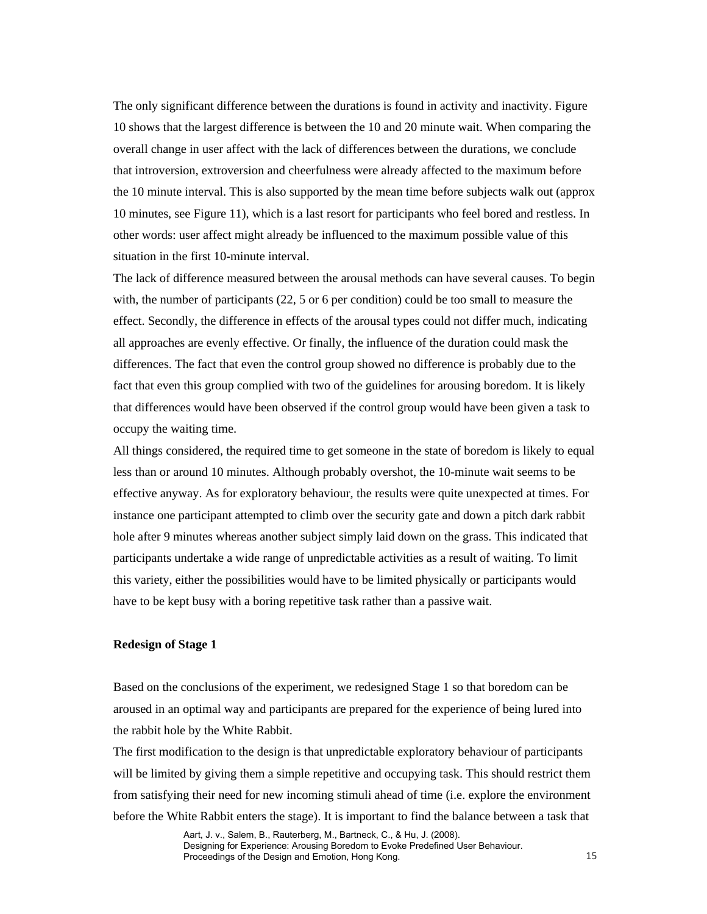The only significant difference between the durations is found in activity and inactivity. Figure 10 shows that the largest difference is between the 10 and 20 minute wait. When comparing the overall change in user affect with the lack of differences between the durations, we conclude that introversion, extroversion and cheerfulness were already affected to the maximum before the 10 minute interval. This is also supported by the mean time before subjects walk out (approx 10 minutes, see Figure 11), which is a last resort for participants who feel bored and restless. In other words: user affect might already be influenced to the maximum possible value of this situation in the first 10-minute interval.

The lack of difference measured between the arousal methods can have several causes. To begin with, the number of participants (22, 5 or 6 per condition) could be too small to measure the effect. Secondly, the difference in effects of the arousal types could not differ much, indicating all approaches are evenly effective. Or finally, the influence of the duration could mask the differences. The fact that even the control group showed no difference is probably due to the fact that even this group complied with two of the guidelines for arousing boredom. It is likely that differences would have been observed if the control group would have been given a task to occupy the waiting time.

All things considered, the required time to get someone in the state of boredom is likely to equal less than or around 10 minutes. Although probably overshot, the 10-minute wait seems to be effective anyway. As for exploratory behaviour, the results were quite unexpected at times. For instance one participant attempted to climb over the security gate and down a pitch dark rabbit hole after 9 minutes whereas another subject simply laid down on the grass. This indicated that participants undertake a wide range of unpredictable activities as a result of waiting. To limit this variety, either the possibilities would have to be limited physically or participants would have to be kept busy with a boring repetitive task rather than a passive wait.

**Redesign of Stage 1**

Based on the conclusions of the experiment, we redesigned Stage 1 so that boredom can be aroused in an optimal way and participants are prepared for the experience of being lured into the rabbit hole by the White Rabbit.

The first modification to the design is that unpredictable exploratory behaviour of participants will be limited by giving them a simple repetitive and occupying task. This should restrict them from satisfying their need for new incoming stimuli ahead of time (i.e. explore the environment before the White Rabbit enters the stage). It is important to find the balance between a task that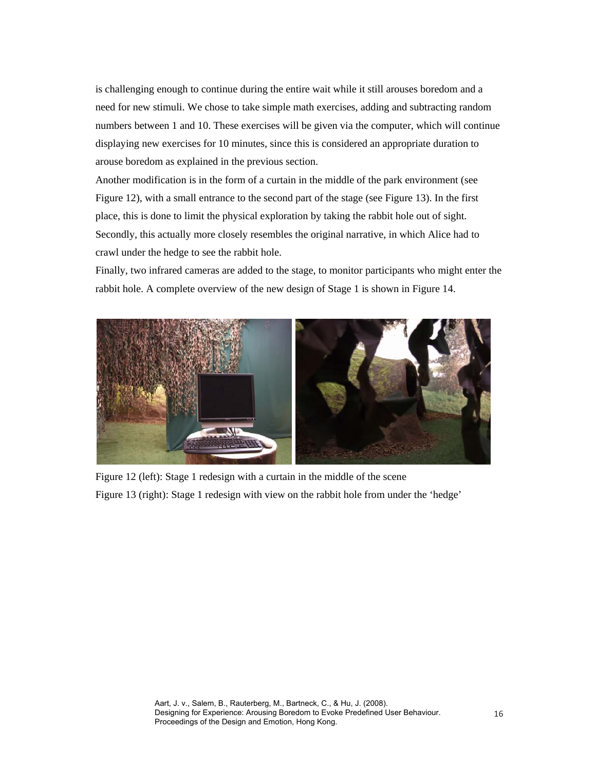is challenging enough to continue during the entire wait while it still arouses boredom and a need for new stimuli. We chose to take simple math exercises, adding and subtracting random numbers between 1 and 10. These exercises will be given via the computer, which will continue displaying new exercises for 10 minutes, since this is considered an appropriate duration to arouse boredom as explained in the previous section.

Another modification is in the form of a curtain in the middle of the park environment (see Figure 12), with a small entrance to the second part of the stage (see Figure 13). In the first place, this is done to limit the physical exploration by taking the rabbit hole out of sight. Secondly, this actually more closely resembles the original narrative, in which Alice had to crawl under the hedge to see the rabbit hole.

Finally, two infrared cameras are added to the stage, to monitor participants who might enter the rabbit hole. A complete overview of the new design of Stage 1 is shown in Figure 14.

Figure 12 (left): Stage 1 redesign with a curtain in the middle of the scene

Figure 13 (right): Stage 1 redesign with view on the rabbit hole from under the 'hedge'

Aart, J. v., Salem, B., Rauterberg, M., Bartneck, C., & Hu, J. (2008). Designing for Experience: Arousing Boredom to Evoke Predefined User Behaviour. Proceedings of the Design and Emotion, Hong Kong.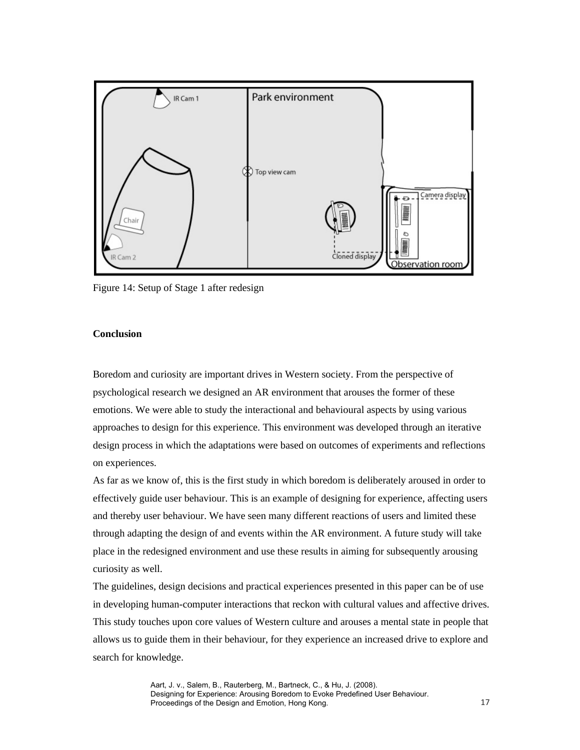Figure 14: Setup of Stage 1 after redesign

**Conclusion**

Boredom and curiosity are important drives in Western society. From the perspective of psychological research we designed an AR environment that arouses the former of these emotions. We were able to study the interactional and behavioural aspects by using various approaches to design for this experience. This environment was developed through an iterative design process in which the adaptations were based on outcomes of experiments and reflections on experiences.

As far as we know of, this is the first study in which boredom is deliberately aroused in order to effectively guide user behaviour. This is an example of designing for experience, affecting users and thereby user behaviour. We have seen many different reactions of users and limited these through adapting the design of and events within the AR environment. A future study will take place in the redesigned environment and use these results in aiming for subsequently arousing curiosity as well.

The guidelines, design decisions and practical experiences presented in this paper can be of use in developing human-computer interactions that reckon with cultural values and affective drives. This study touches upon core values of Western culture and arouses a mental state in people that allows us to guide them in their behaviour, for they experience an increased drive to explore and search for knowledge.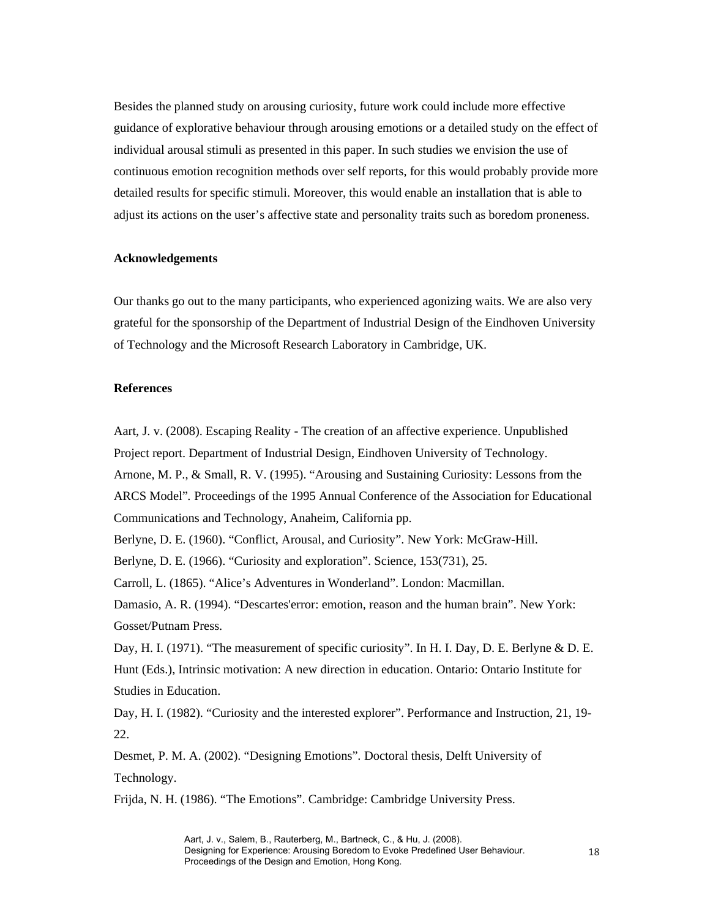Besides the planned study on arousing curiosity, future work could include more effective guidance of explorative behaviour through arousing emotions or a detailed study on the effect of individual arousal stimuli as presented in this paper. In such studies we envision the use of continuous emotion recognition methods over self reports, for this would probably provide more detailed results for specific stimuli. Moreover, this would enable an installation that is able to adjust its actions on the user's affective state and personality traits such as boredom proneness.

**Acknowledgements**

Our thanks go out to the many participants, who experienced agonizing waits. We are also very grateful for the sponsorship of the Department of Industrial Design of the Eindhoven University of Technology and the Microsoft Research Laboratory in Cambridge, UK.

**References**

Aart, J. v. (2008). Escaping Reality - The creation of an affective experience. Unpublished Project report. Department of Industrial Design, Eindhoven University of Technology.

Arnone, M. P., & Small, R. V. (1995). "Arousing and Sustaining Curiosity: Lessons from the ARCS Model". Proceedings of the 1995 Annual Conference of the Association for Educational Communications and Technology, Anaheim, California pp.

Berlyne, D. E. (1960). "Conflict, Arousal, and Curiosity". New York: McGraw-Hill.

Berlyne, D. E. (1966). "Curiosity and exploration". Science, 153(731), 25.

Carroll, L. (1865). "Alice's Adventures in Wonderland". London: Macmillan.

Damasio, A. R. (1994). "Descartes'error: emotion, reason and the human brain". New York: Gosset/Putnam Press.

Day, H. I. (1971). "The measurement of specific curiosity". In H. I. Day, D. E. Berlyne & D. E. Hunt (Eds.), Intrinsic motivation: A new direction in education. Ontario: Ontario Institute for Studies in Education.

Day, H. I. (1982). "Curiosity and the interested explorer". Performance and Instruction, 21, 19-22.

Desmet, P. M. A. (2002). "Designing Emotions". Doctoral thesis, Delft University of Technology.

Frijda, N. H. (1986). "The Emotions". Cambridge: Cambridge University Press.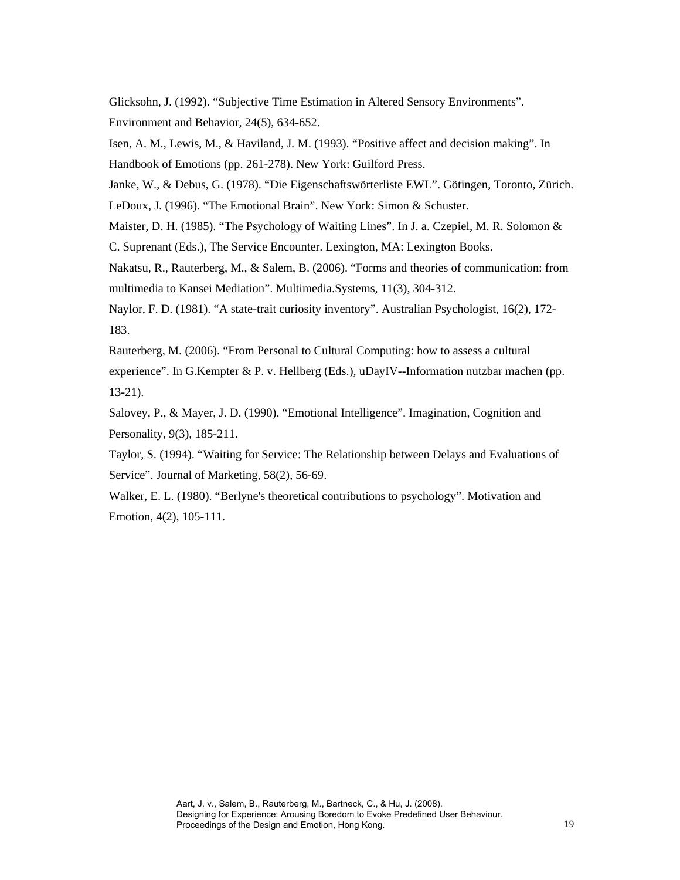Glicksohn, J. (1992). “Subjective Time Estimation in Altered Sensory Environments”. Environment and Behavior, 24(5), 634-652.

Isen, A. M., Lewis, M., & Haviland, J. M. (1993). “Positive affect and decision making”. In Handbook of Emotions (pp. 261-278). New York: Guilford Press.

Janke, W., & Debus, G. (1978). “Die Eigenschaftswörterliste EWL”. Götingen, Toronto, Zürich.

LeDoux, J. (1996). “The Emotional Brain”. New York: Simon & Schuster.

Maister, D. H. (1985). “The Psychology of Waiting Lines”. In J. a. Czepiel, M. R. Solomon & C. Suprenant (Eds.), The Service Encounter. Lexington, MA: Lexington Books.

Nakatsu, R., Rauterberg, M., & Salem, B. (2006). “Forms and theories of communication: from multimedia to Kansei Mediation”. Multimedia.Systems, 11(3), 304-312.

Naylor, F. D. (1981). “A state-trait curiosity inventory”. Australian Psychologist, 16(2), 172-183.

Rauterberg, M. (2006). “From Personal to Cultural Computing: how to assess a cultural experience”. In G.Kempter & P. v. Hellberg (Eds.), uDayIV--Information nutzbar machen (pp. 13-21).

Salovey, P., & Mayer, J. D. (1990). “Emotional Intelligence”. Imagination, Cognition and Personality, 9(3), 185-211.

Taylor, S. (1994). “Waiting for Service: The Relationship between Delays and Evaluations of Service”. Journal of Marketing, 58(2), 56-69.

Walker, E. L. (1980). “Berlyne's theoretical contributions to psychology”. Motivation and Emotion, 4(2), 105-111.